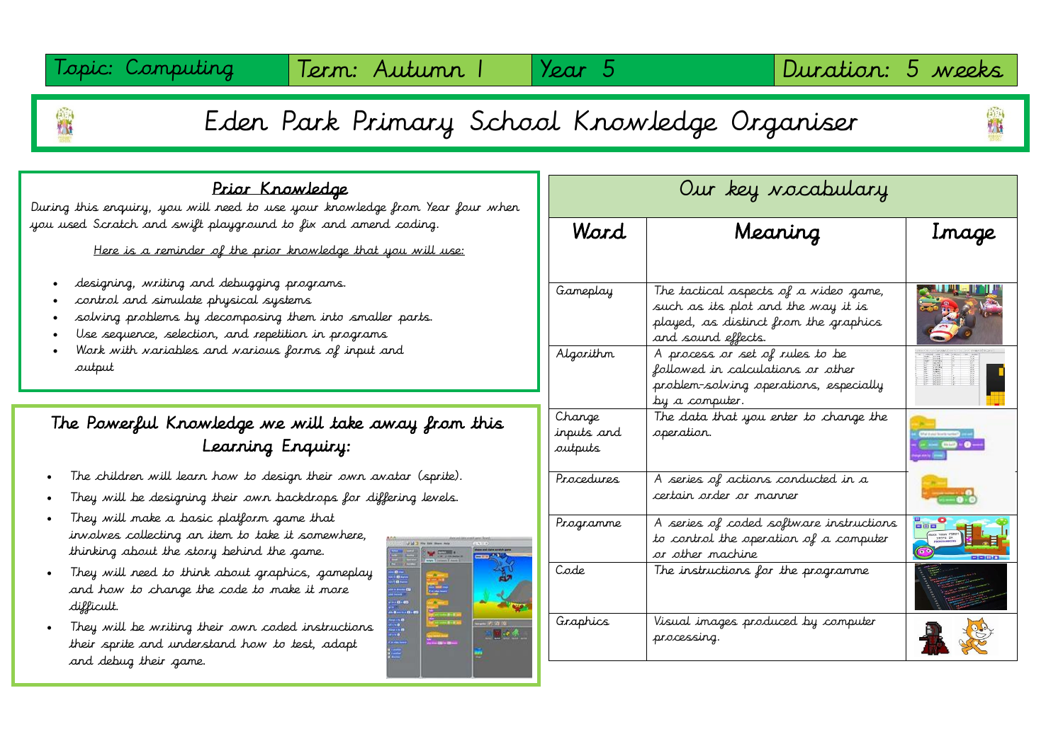| Topic: Computing | Term: Autumn 1 | Year 5 | Duration: 5 weeks |
|---|---|---|---|

# Eden Park Primary School Knowledge Organiser

## Prior Knowledge

During this enquiry, you will need to use your knowledge from Year four when you used Scratch and swift playground to fix and amend coding.

Here is a reminder of the prior knowledge that you will use:

- designing, writing and debugging programs.
- control and simulate physical systems
- solving problems by decomposing them into smaller parts.
- Use sequence, selection, and repetition in programs
- Work with variables and various forms of input and output

## The Powerful Knowledge we will take away from this Learning Enquiry:

- The children will learn how to design their own avatar (sprite).
- They will be designing their own backdrops for differing levels.
- They will make a basic platform game that involves collecting an item to take it somewhere, thinking about the story behind the game.
- They will need to think about graphics, gameplay and how to change the code to make it more difficult.
- They will be writing their own coded instructions their sprite and understand how to test, adapt and debug their game.

## Our key vocabulary

| Word | Meaning | Image |
|---|---|---|
| Gameplay | The tactical aspects of a video game, such as its plot and the way it is played, as distinct from the graphics and sound effects. | |
| Algorithm | A process or set of rules to be followed in calculations or other problem-solving operations, especially by a computer. | |
| Change inputs and outputs | The data that you enter to change the operation. | |
| Procedures | A series of actions conducted in a certain order or manner | |
| Programme | A series of coded software instructions to control the operation of a computer or other machine | |
| Code | The instructions for the programme | |
| Graphics | Visual images produced by computer processing. | |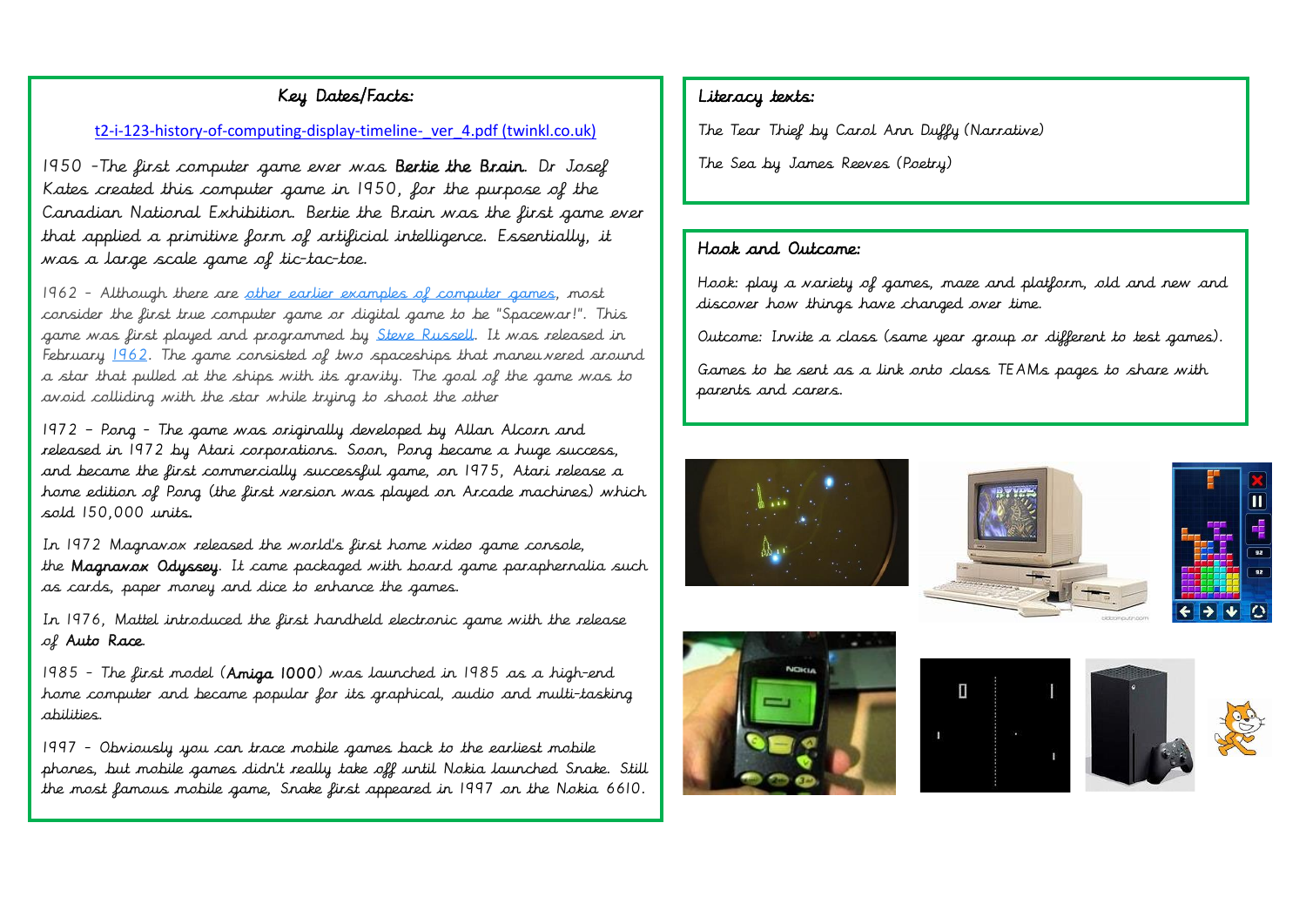## Key Dates/Facts:

t2-i-123-history-of-computing-display-timeline-_ver_4.pdf (twinkl.co.uk)

1950 -The first computer game ever was **Bertie the Brain**. Dr Josef Kates created this computer game in 1950, for the purpose of the Canadian National Exhibition. Bertie the Brain was the first game ever that applied a primitive form of artificial intelligence. Essentially, it was a large scale game of tic-tac-toe.

1962 - Although there are other earlier examples of computer games, most consider the first true computer game or digital game to be "Spacewar!". This game was first played and programmed by Steve Russell. It was released in February 1962. The game consisted of two spaceships that maneuvered around a star that pulled at the ships with its gravity. The goal of the game was to avoid colliding with the star while trying to shoot the other

1972 – Pong - The game was originally developed by Allan Alcorn and released in 1972 by Atari corporations. Soon, Pong became a huge success, and became the first commercially successful game, on 1975, Atari release a home edition of Pong (the first version was played on Arcade machines) which sold 150,000 units.

In 1972 Magnavox released the world's first home video game console, the **Magnavox Odyssey**. It came packaged with board game paraphernalia such as cards, paper money and dice to enhance the games.

In 1976, Mattel introduced the first handheld electronic game with the release of **Auto Race**.

1985 - The first model (**Amiga 1000**) was launched in 1985 as a high-end home computer and became popular for its graphical, audio and multi-tasking abilities.

1997 - Obviously you can trace mobile games back to the earliest mobile phones, but mobile games didn't really take off until Nokia launched Snake. Still the most famous mobile game, Snake first appeared in 1997 on the Nokia 6610.

## Literacy texts:

The Tear Thief by Carol Ann Duffy (Narrative)

The Sea by James Reeves (Poetry)

## Hook and Outcome:

Hook: play a variety of games, maze and platform, old and new and discover how things have changed over time.

Outcome: Invite a class (same year group or different to test games).

Games to be sent as a link onto class TEAMs pages to share with parents and carers.